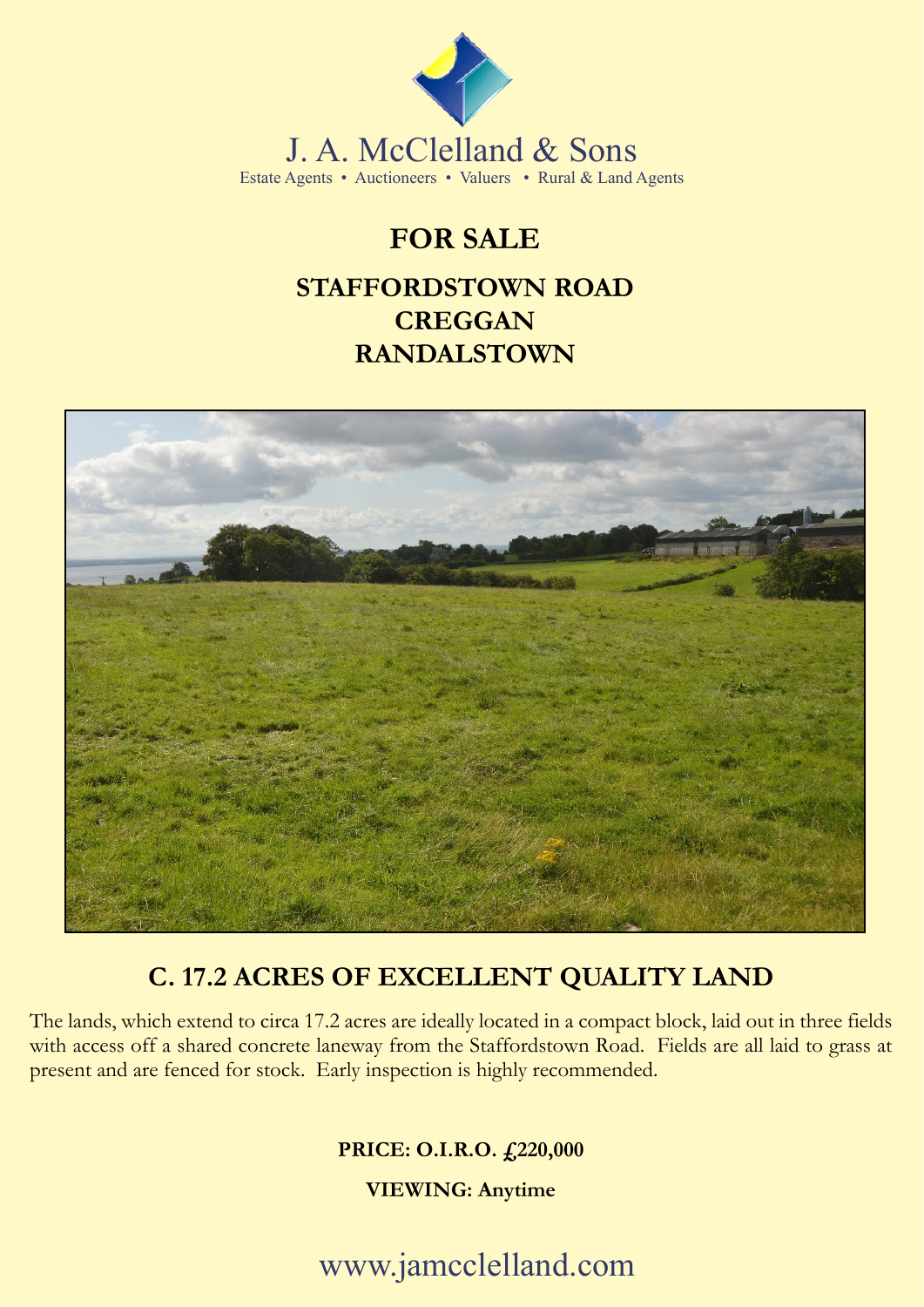J. A. McClelland & Sons

Estate Agents • Auctioneers • Valuers • Rural & Land Agents

# FOR SALE

## STAFFORDSTOWN ROAD
## CREGGAN
## RANDALSTOWN

## C. 17.2 ACRES OF EXCELLENT QUALITY LAND

The lands, which extend to circa 17.2 acres are ideally located in a compact block, laid out in three fields with access off a shared concrete laneway from the Staffordstown Road. Fields are all laid to grass at present and are fenced for stock. Early inspection is highly recommended.

**PRICE: O.I.R.O. £220,000**

**VIEWING: Anytime**

www.jamcclelland.com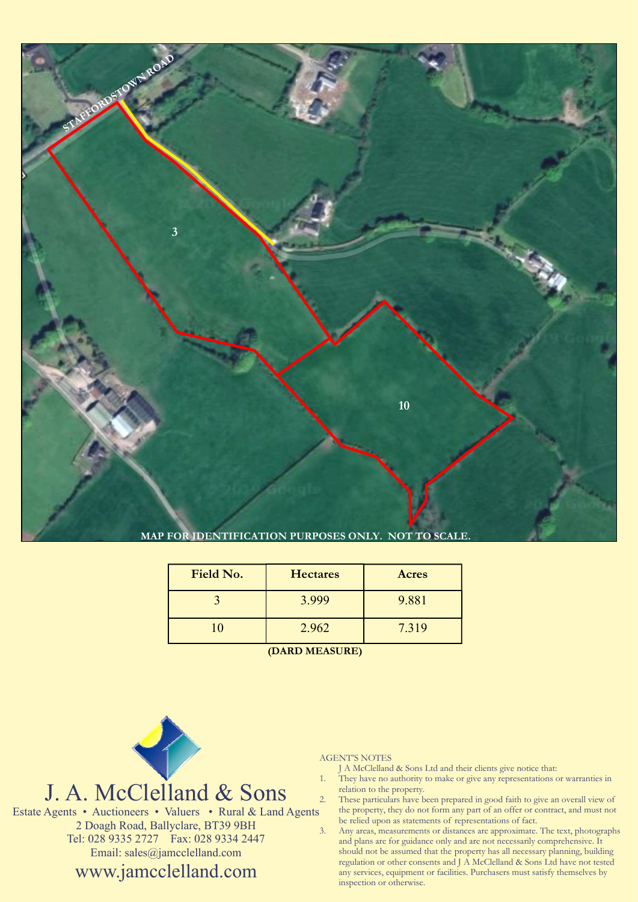STAFFORDSTOWN ROAD

3

10

MAP FOR IDENTIFICATION PURPOSES ONLY. NOT TO SCALE.

| Field No. | Hectares | Acres |
|---|---|---|
| 3 | 3.999 | 9.881 |
| 10 | 2.962 | 7.319 |

**(DARD MEASURE)**

# J. A. McClelland & Sons

Estate Agents • Auctioneers • Valuers • Rural & Land Agents
2 Doagh Road, Ballyclare, BT39 9BH
Tel: 028 9335 2727 Fax: 028 9334 2447
Email: sales@jamcclelland.com
www.jamcclelland.com

AGENT'S NOTES

J A McClelland & Sons Ltd and their clients give notice that:

1. They have no authority to make or give any representations or warranties in relation to the property.
2. These particulars have been prepared in good faith to give an overall view of the property, they do not form any part of an offer or contract, and must not be relied upon as statements of representations of fact.
3. Any areas, measurements or distances are approximate. The text, photographs and plans are for guidance only and are not necessarily comprehensive. It should not be assumed that the property has all necessary planning, building regulation or other consents and J A McClelland & Sons Ltd have not tested any services, equipment or facilities. Purchasers must satisfy themselves by inspection or otherwise.